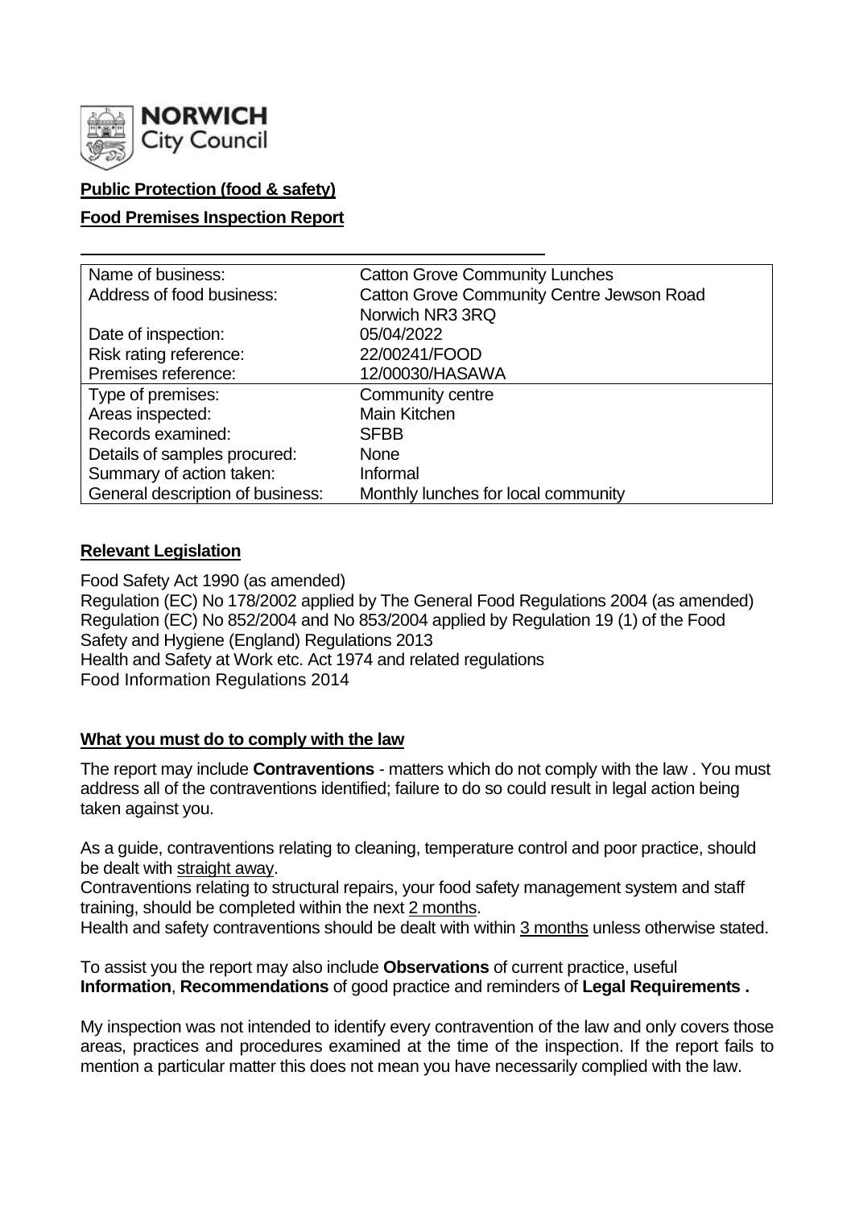**Public Protection (food & safety)**

**Food Premises Inspection Report**

| Name of business: | Catton Grove Community Lunches |
|---|---|
| Address of food business: | Catton Grove Community Centre Jewson Road Norwich NR3 3RQ |
| Date of inspection: | 05/04/2022 |
| Risk rating reference: | 22/00241/FOOD |
| Premises reference: | 12/00030/HASAWA |
| Type of premises: | Community centre |
| Areas inspected: | Main Kitchen |
| Records examined: | SFBB |
| Details of samples procured: | None |
| Summary of action taken: | Informal |
| General description of business: | Monthly lunches for local community |

## Relevant Legislation

Food Safety Act 1990 (as amended)
Regulation (EC) No 178/2002 applied by The General Food Regulations 2004 (as amended)
Regulation (EC) No 852/2004 and No 853/2004 applied by Regulation 19 (1) of the Food Safety and Hygiene (England) Regulations 2013
Health and Safety at Work etc. Act 1974 and related regulations
Food Information Regulations 2014

## What you must do to comply with the law

The report may include **Contraventions** - matters which do not comply with the law . You must address all of the contraventions identified; failure to do so could result in legal action being taken against you.

As a guide, contraventions relating to cleaning, temperature control and poor practice, should be dealt with straight away.

Contraventions relating to structural repairs, your food safety management system and staff training, should be completed within the next 2 months.

Health and safety contraventions should be dealt with within 3 months unless otherwise stated.

To assist you the report may also include **Observations** of current practice, useful **Information**, **Recommendations** of good practice and reminders of **Legal Requirements .**

My inspection was not intended to identify every contravention of the law and only covers those areas, practices and procedures examined at the time of the inspection. If the report fails to mention a particular matter this does not mean you have necessarily complied with the law.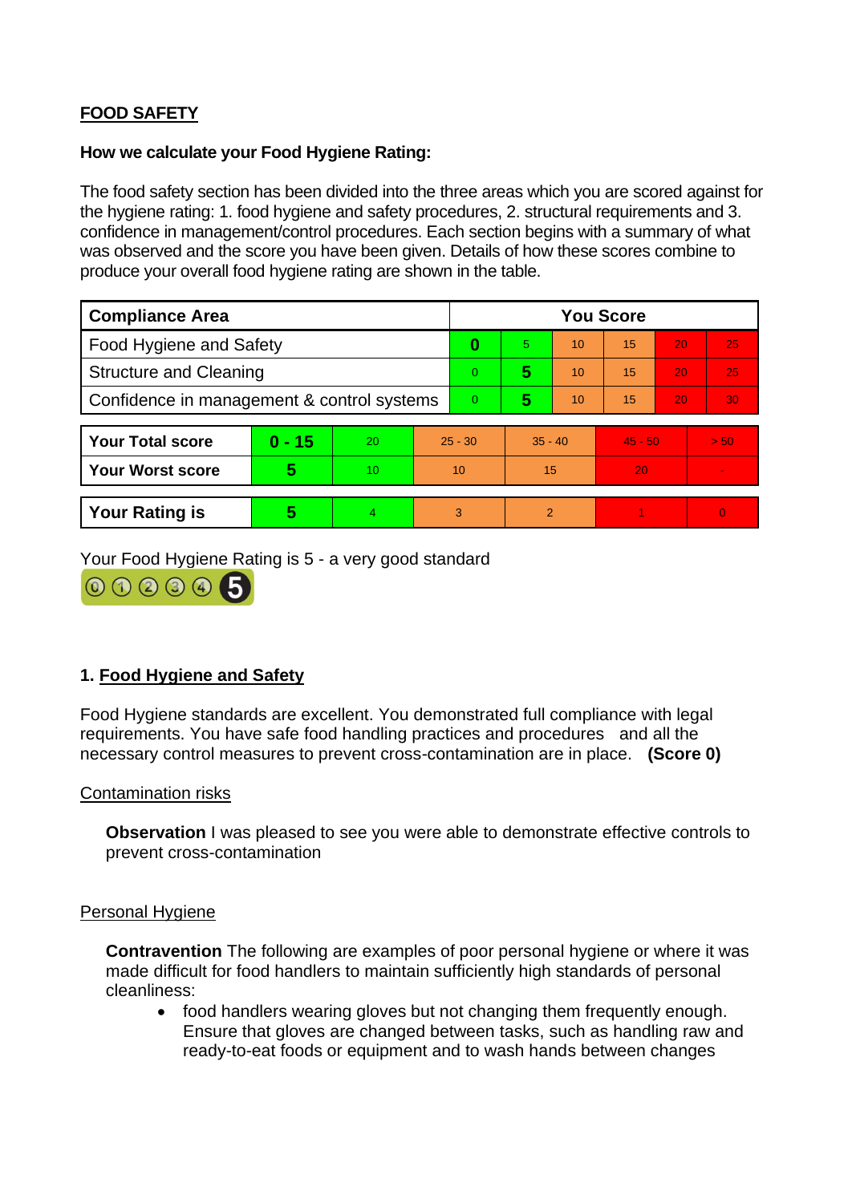**FOOD SAFETY**

**How we calculate your Food Hygiene Rating:**

The food safety section has been divided into the three areas which you are scored against for the hygiene rating: 1. food hygiene and safety procedures, 2. structural requirements and 3. confidence in management/control procedures. Each section begins with a summary of what was observed and the score you have been given. Details of how these scores combine to produce your overall food hygiene rating are shown in the table.

| Compliance Area | You Score | | | | | |
|---|---|---|---|---|---|---|
| Food Hygiene and Safety | **0** | 5 | 10 | 15 | 20 | 25 |
| Structure and Cleaning | 0 | **5** | 10 | 15 | 20 | 25 |
| Confidence in management & control systems | 0 | **5** | 10 | 15 | 20 | 30 |

| | | | | | | |
|---|---|---|---|---|---|---|
| **Your Total score** | **0 - 15** | 20 | 25 - 30 | 35 - 40 | 45 - 50 | > 50 |
| **Your Worst score** | **5** | 10 | 10 | 15 | 20 | - |
| **Your Rating is** | **5** | 4 | 3 | 2 | 1 | 0 |

Your Food Hygiene Rating is 5 - a very good standard

## 1. Food Hygiene and Safety

Food Hygiene standards are excellent. You demonstrated full compliance with legal requirements. You have safe food handling practices and procedures and all the necessary control measures to prevent cross-contamination are in place. **(Score 0)**

Contamination risks

**Observation** I was pleased to see you were able to demonstrate effective controls to prevent cross-contamination

Personal Hygiene

**Contravention** The following are examples of poor personal hygiene or where it was made difficult for food handlers to maintain sufficiently high standards of personal cleanliness:

- food handlers wearing gloves but not changing them frequently enough. Ensure that gloves are changed between tasks, such as handling raw and ready-to-eat foods or equipment and to wash hands between changes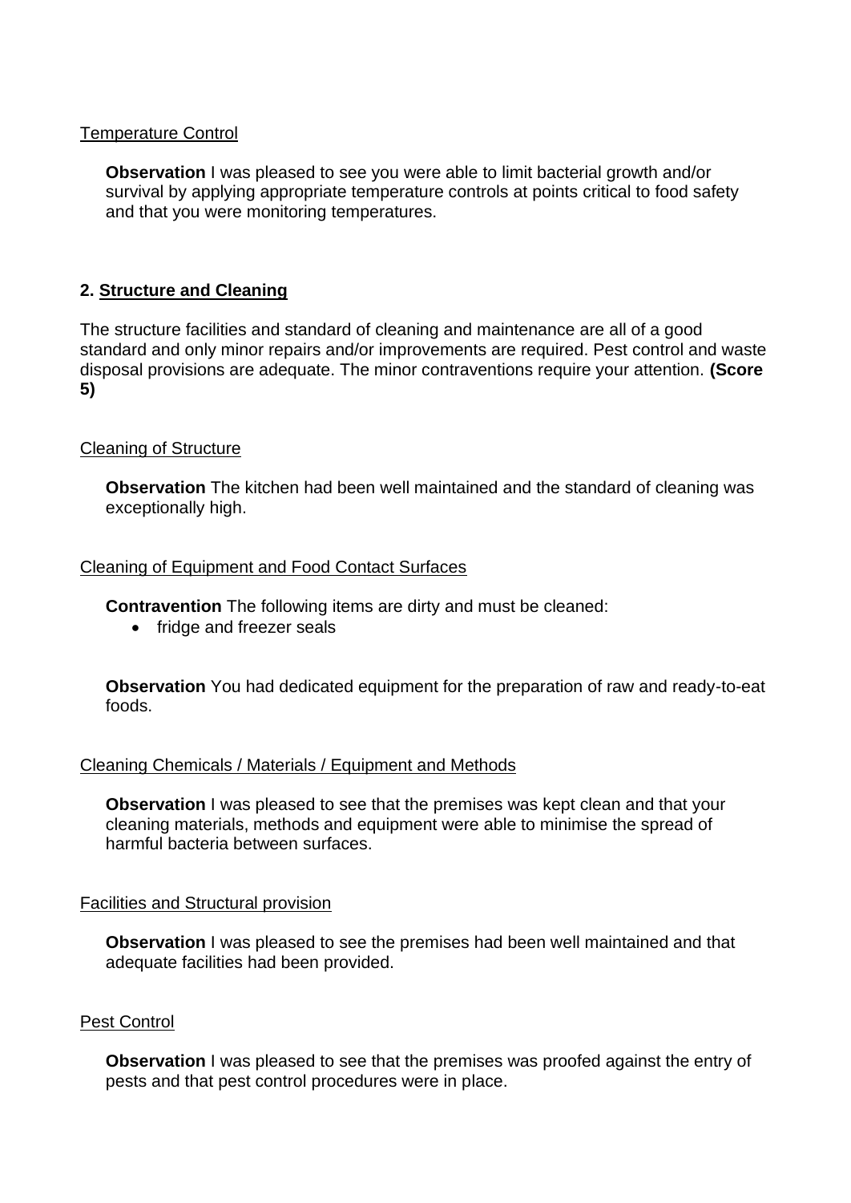Temperature Control

**Observation** I was pleased to see you were able to limit bacterial growth and/or survival by applying appropriate temperature controls at points critical to food safety and that you were monitoring temperatures.

## 2. Structure and Cleaning

The structure facilities and standard of cleaning and maintenance are all of a good standard and only minor repairs and/or improvements are required. Pest control and waste disposal provisions are adequate. The minor contraventions require your attention. **(Score 5)**

Cleaning of Structure

**Observation** The kitchen had been well maintained and the standard of cleaning was exceptionally high.

Cleaning of Equipment and Food Contact Surfaces

**Contravention** The following items are dirty and must be cleaned:

- fridge and freezer seals

**Observation** You had dedicated equipment for the preparation of raw and ready-to-eat foods.

Cleaning Chemicals / Materials / Equipment and Methods

**Observation** I was pleased to see that the premises was kept clean and that your cleaning materials, methods and equipment were able to minimise the spread of harmful bacteria between surfaces.

Facilities and Structural provision

**Observation** I was pleased to see the premises had been well maintained and that adequate facilities had been provided.

Pest Control

**Observation** I was pleased to see that the premises was proofed against the entry of pests and that pest control procedures were in place.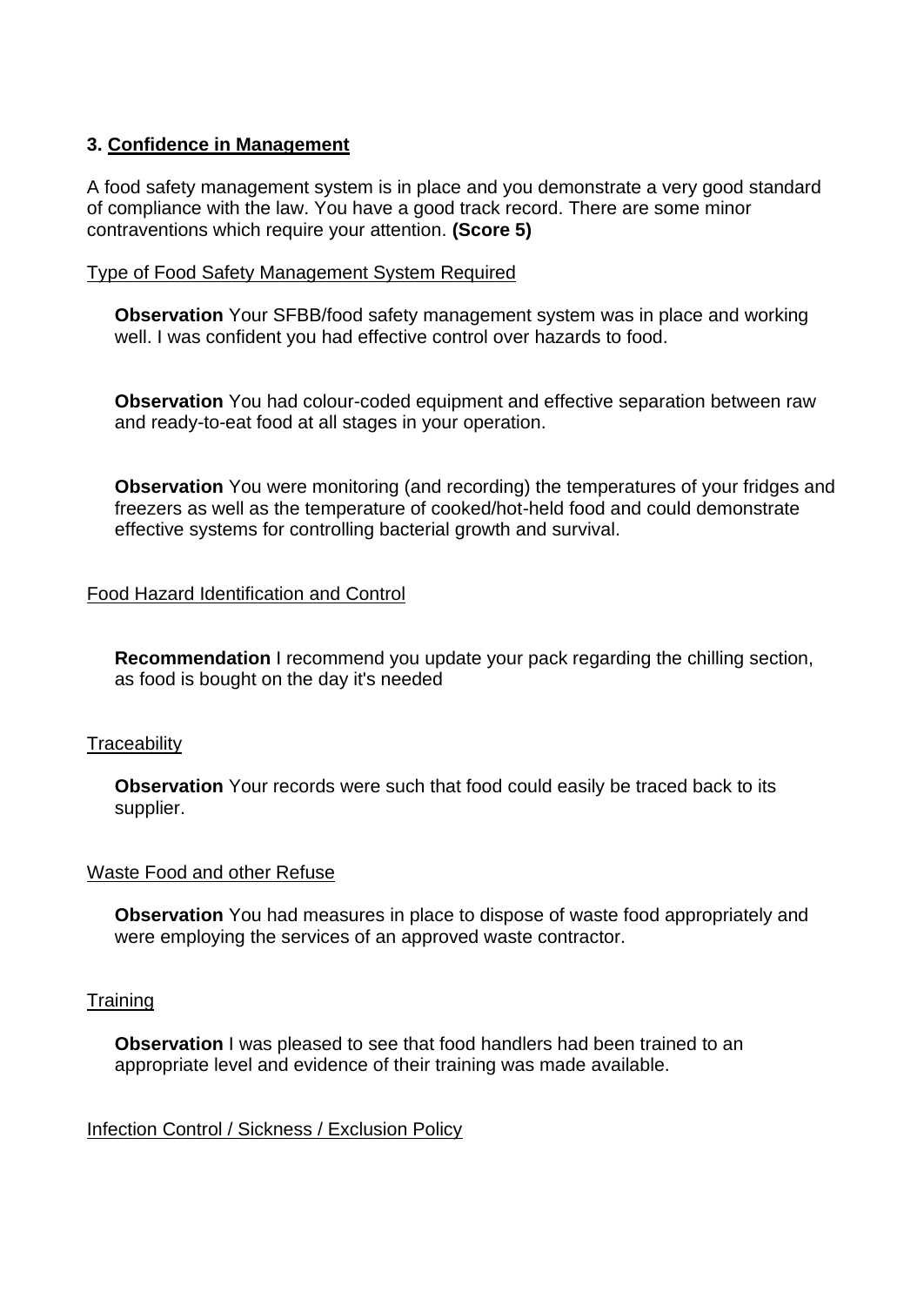### 3. Confidence in Management

A food safety management system is in place and you demonstrate a very good standard of compliance with the law. You have a good track record. There are some minor contraventions which require your attention. **(Score 5)**

Type of Food Safety Management System Required

**Observation** Your SFBB/food safety management system was in place and working well. I was confident you had effective control over hazards to food.

**Observation** You had colour-coded equipment and effective separation between raw and ready-to-eat food at all stages in your operation.

**Observation** You were monitoring (and recording) the temperatures of your fridges and freezers as well as the temperature of cooked/hot-held food and could demonstrate effective systems for controlling bacterial growth and survival.

Food Hazard Identification and Control

**Recommendation** I recommend you update your pack regarding the chilling section, as food is bought on the day it's needed

Traceability

**Observation** Your records were such that food could easily be traced back to its supplier.

Waste Food and other Refuse

**Observation** You had measures in place to dispose of waste food appropriately and were employing the services of an approved waste contractor.

Training

**Observation** I was pleased to see that food handlers had been trained to an appropriate level and evidence of their training was made available.

Infection Control / Sickness / Exclusion Policy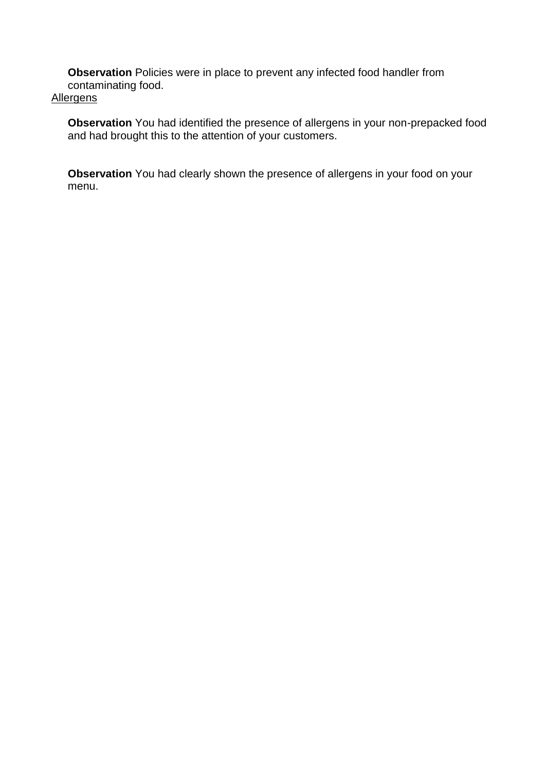**Observation** Policies were in place to prevent any infected food handler from contaminating food.

Allergens

**Observation** You had identified the presence of allergens in your non-prepacked food and had brought this to the attention of your customers.

**Observation** You had clearly shown the presence of allergens in your food on your menu.